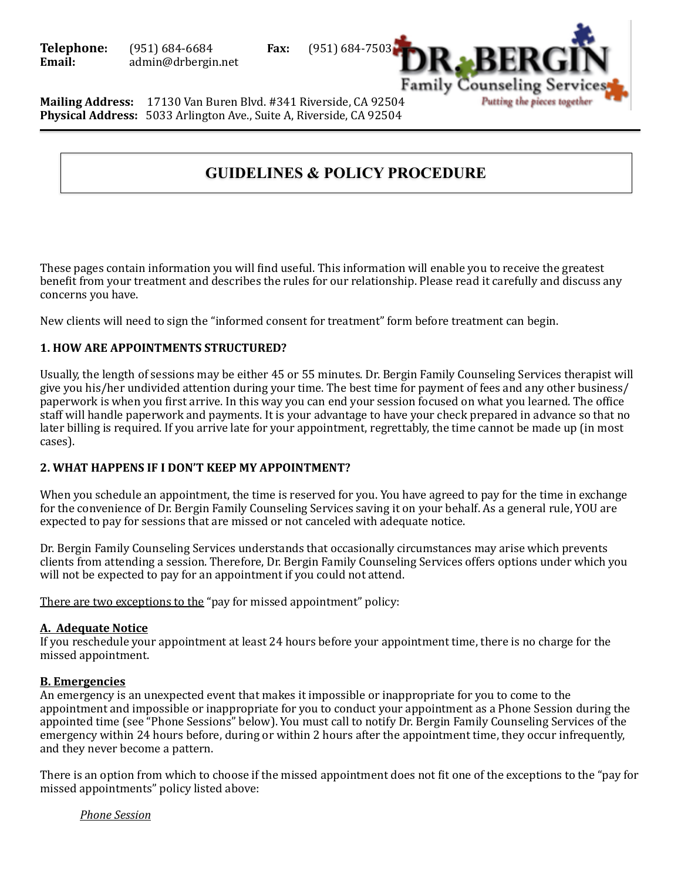**Telephone:** (951) 684-6684 **Fax:** (951) 684-7503
**Email:** admin@drbergin.net

**Mailing Address:** 17130 Van Buren Blvd. #341 Riverside, CA 92504
**Physical Address:** 5033 Arlington Ave., Suite A, Riverside, CA 92504

DR. BERGIN Family Counseling Services
*Putting the pieces together*

# GUIDELINES & POLICY PROCEDURE

These pages contain information you will find useful. This information will enable you to receive the greatest benefit from your treatment and describes the rules for our relationship. Please read it carefully and discuss any concerns you have.

New clients will need to sign the "informed consent for treatment" form before treatment can begin.

### 1. HOW ARE APPOINTMENTS STRUCTURED?

Usually, the length of sessions may be either 45 or 55 minutes. Dr. Bergin Family Counseling Services therapist will give you his/her undivided attention during your time. The best time for payment of fees and any other business/ paperwork is when you first arrive. In this way you can end your session focused on what you learned. The office staff will handle paperwork and payments. It is your advantage to have your check prepared in advance so that no later billing is required. If you arrive late for your appointment, regrettably, the time cannot be made up (in most cases).

### 2. WHAT HAPPENS IF I DON'T KEEP MY APPOINTMENT?

When you schedule an appointment, the time is reserved for you. You have agreed to pay for the time in exchange for the convenience of Dr. Bergin Family Counseling Services saving it on your behalf. As a general rule, YOU are expected to pay for sessions that are missed or not canceled with adequate notice.

Dr. Bergin Family Counseling Services understands that occasionally circumstances may arise which prevents clients from attending a session. Therefore, Dr. Bergin Family Counseling Services offers options under which you will not be expected to pay for an appointment if you could not attend.

There are two exceptions to the "pay for missed appointment" policy:

**A. Adequate Notice**
If you reschedule your appointment at least 24 hours before your appointment time, there is no charge for the missed appointment.

**B. Emergencies**
An emergency is an unexpected event that makes it impossible or inappropriate for you to come to the appointment and impossible or inappropriate for you to conduct your appointment as a Phone Session during the appointed time (see "Phone Sessions" below). You must call to notify Dr. Bergin Family Counseling Services of the emergency within 24 hours before, during or within 2 hours after the appointment time, they occur infrequently, and they never become a pattern.

There is an option from which to choose if the missed appointment does not fit one of the exceptions to the "pay for missed appointments" policy listed above:

*Phone Session*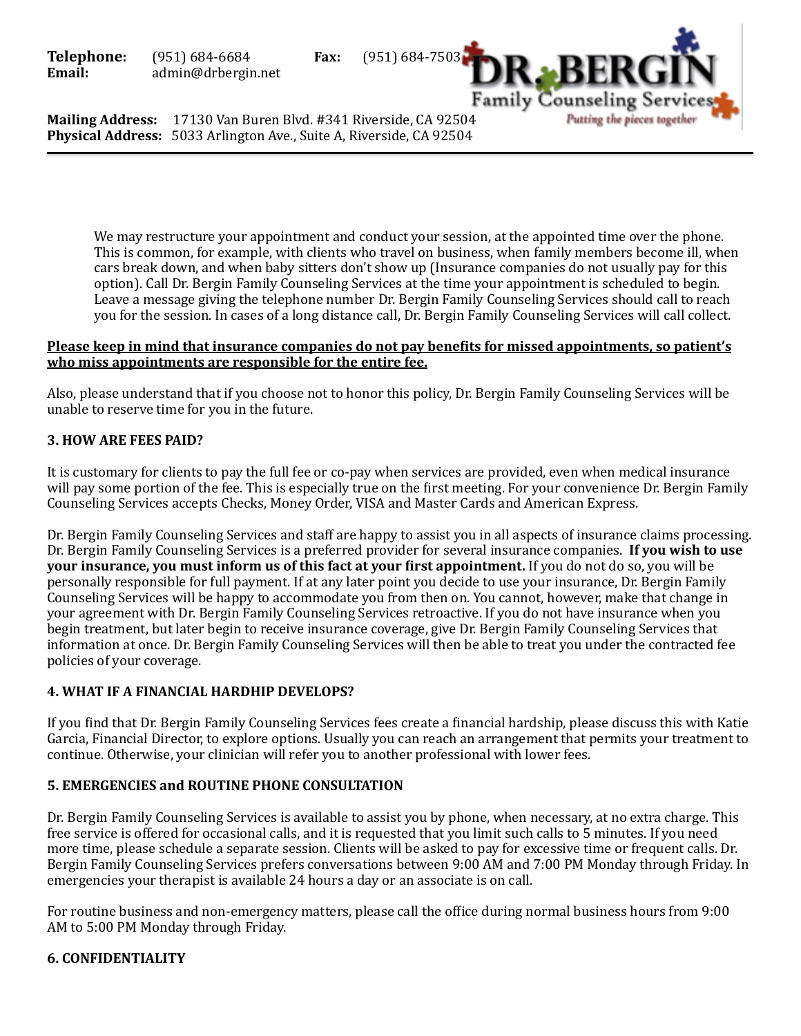We may restructure your appointment and conduct your session, at the appointed time over the phone. This is common, for example, with clients who travel on business, when family members become ill, when cars break down, and when baby sitters don't show up (Insurance companies do not usually pay for this option). Call Dr. Bergin Family Counseling Services at the time your appointment is scheduled to begin. Leave a message giving the telephone number Dr. Bergin Family Counseling Services should call to reach you for the session. In cases of a long distance call, Dr. Bergin Family Counseling Services will call collect.

**Please keep in mind that insurance companies do not pay benefits for missed appointments, so patient's who miss appointments are responsible for the entire fee.**

Also, please understand that if you choose not to honor this policy, Dr. Bergin Family Counseling Services will be unable to reserve time for you in the future.

**3. HOW ARE FEES PAID?**

It is customary for clients to pay the full fee or co-pay when services are provided, even when medical insurance will pay some portion of the fee. This is especially true on the first meeting. For your convenience Dr. Bergin Family Counseling Services accepts Checks, Money Order, VISA and Master Cards and American Express.

Dr. Bergin Family Counseling Services and staff are happy to assist you in all aspects of insurance claims processing. Dr. Bergin Family Counseling Services is a preferred provider for several insurance companies. **If you wish to use your insurance, you must inform us of this fact at your first appointment.** If you do not do so, you will be personally responsible for full payment. If at any later point you decide to use your insurance, Dr. Bergin Family Counseling Services will be happy to accommodate you from then on. You cannot, however, make that change in your agreement with Dr. Bergin Family Counseling Services retroactive. If you do not have insurance when you begin treatment, but later begin to receive insurance coverage, give Dr. Bergin Family Counseling Services that information at once. Dr. Bergin Family Counseling Services will then be able to treat you under the contracted fee policies of your coverage.

**4. WHAT IF A FINANCIAL HARDHIP DEVELOPS?**

If you find that Dr. Bergin Family Counseling Services fees create a financial hardship, please discuss this with Katie Garcia, Financial Director, to explore options. Usually you can reach an arrangement that permits your treatment to continue. Otherwise, your clinician will refer you to another professional with lower fees.

**5. EMERGENCIES and ROUTINE PHONE CONSULTATION**

Dr. Bergin Family Counseling Services is available to assist you by phone, when necessary, at no extra charge. This free service is offered for occasional calls, and it is requested that you limit such calls to 5 minutes. If you need more time, please schedule a separate session. Clients will be asked to pay for excessive time or frequent calls. Dr. Bergin Family Counseling Services prefers conversations between 9:00 AM and 7:00 PM Monday through Friday. In emergencies your therapist is available 24 hours a day or an associate is on call.

For routine business and non-emergency matters, please call the office during normal business hours from 9:00 AM to 5:00 PM Monday through Friday.

**6. CONFIDENTIALITY**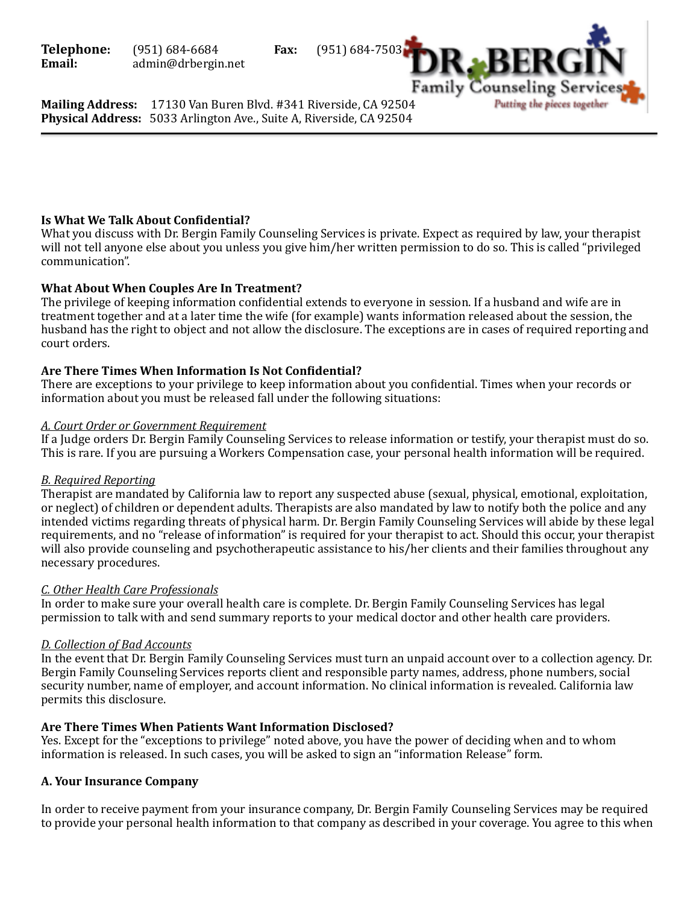**Telephone:** (951) 684-6684 **Fax:** (951) 684-7503
**Email:** admin@drbergin.net

**Mailing Address:** 17130 Van Buren Blvd. #341 Riverside, CA 92504
**Physical Address:** 5033 Arlington Ave., Suite A, Riverside, CA 92504

**Is What We Talk About Confidential?**
What you discuss with Dr. Bergin Family Counseling Services is private. Expect as required by law, your therapist will not tell anyone else about you unless you give him/her written permission to do so. This is called "privileged communication".

**What About When Couples Are In Treatment?**
The privilege of keeping information confidential extends to everyone in session. If a husband and wife are in treatment together and at a later time the wife (for example) wants information released about the session, the husband has the right to object and not allow the disclosure. The exceptions are in cases of required reporting and court orders.

**Are There Times When Information Is Not Confidential?**
There are exceptions to your privilege to keep information about you confidential. Times when your records or information about you must be released fall under the following situations:

*A. Court Order or Government Requirement*
If a Judge orders Dr. Bergin Family Counseling Services to release information or testify, your therapist must do so. This is rare. If you are pursuing a Workers Compensation case, your personal health information will be required.

*B. Required Reporting*
Therapist are mandated by California law to report any suspected abuse (sexual, physical, emotional, exploitation, or neglect) of children or dependent adults. Therapists are also mandated by law to notify both the police and any intended victims regarding threats of physical harm. Dr. Bergin Family Counseling Services will abide by these legal requirements, and no "release of information" is required for your therapist to act. Should this occur, your therapist will also provide counseling and psychotherapeutic assistance to his/her clients and their families throughout any necessary procedures.

*C. Other Health Care Professionals*
In order to make sure your overall health care is complete. Dr. Bergin Family Counseling Services has legal permission to talk with and send summary reports to your medical doctor and other health care providers.

*D. Collection of Bad Accounts*
In the event that Dr. Bergin Family Counseling Services must turn an unpaid account over to a collection agency. Dr. Bergin Family Counseling Services reports client and responsible party names, address, phone numbers, social security number, name of employer, and account information. No clinical information is revealed. California law permits this disclosure.

**Are There Times When Patients Want Information Disclosed?**
Yes. Except for the "exceptions to privilege" noted above, you have the power of deciding when and to whom information is released. In such cases, you will be asked to sign an "information Release" form.

**A. Your Insurance Company**

In order to receive payment from your insurance company, Dr. Bergin Family Counseling Services may be required to provide your personal health information to that company as described in your coverage. You agree to this when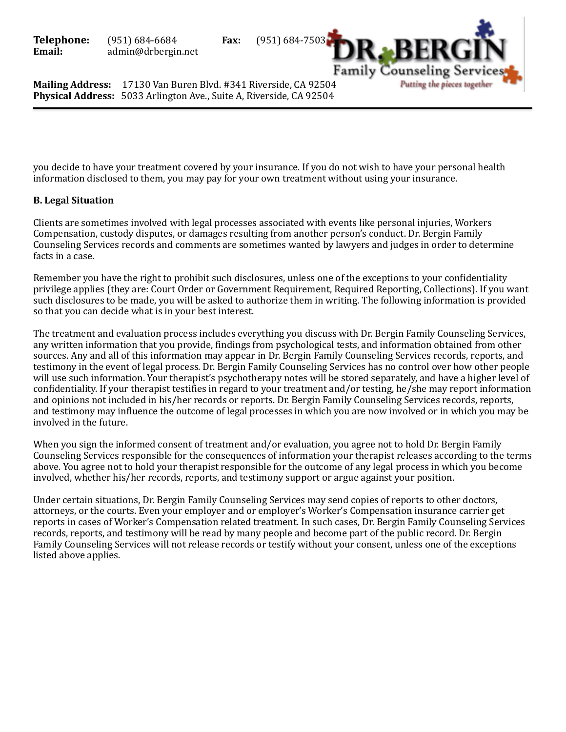you decide to have your treatment covered by your insurance. If you do not wish to have your personal health information disclosed to them, you may pay for your own treatment without using your insurance.

**B. Legal Situation**

Clients are sometimes involved with legal processes associated with events like personal injuries, Workers Compensation, custody disputes, or damages resulting from another person's conduct. Dr. Bergin Family Counseling Services records and comments are sometimes wanted by lawyers and judges in order to determine facts in a case.

Remember you have the right to prohibit such disclosures, unless one of the exceptions to your confidentiality privilege applies (they are: Court Order or Government Requirement, Required Reporting, Collections). If you want such disclosures to be made, you will be asked to authorize them in writing. The following information is provided so that you can decide what is in your best interest.

The treatment and evaluation process includes everything you discuss with Dr. Bergin Family Counseling Services, any written information that you provide, findings from psychological tests, and information obtained from other sources. Any and all of this information may appear in Dr. Bergin Family Counseling Services records, reports, and testimony in the event of legal process. Dr. Bergin Family Counseling Services has no control over how other people will use such information. Your therapist's psychotherapy notes will be stored separately, and have a higher level of confidentiality. If your therapist testifies in regard to your treatment and/or testing, he/she may report information and opinions not included in his/her records or reports. Dr. Bergin Family Counseling Services records, reports, and testimony may influence the outcome of legal processes in which you are now involved or in which you may be involved in the future.

When you sign the informed consent of treatment and/or evaluation, you agree not to hold Dr. Bergin Family Counseling Services responsible for the consequences of information your therapist releases according to the terms above. You agree not to hold your therapist responsible for the outcome of any legal process in which you become involved, whether his/her records, reports, and testimony support or argue against your position.

Under certain situations, Dr. Bergin Family Counseling Services may send copies of reports to other doctors, attorneys, or the courts. Even your employer and or employer's Worker's Compensation insurance carrier get reports in cases of Worker's Compensation related treatment. In such cases, Dr. Bergin Family Counseling Services records, reports, and testimony will be read by many people and become part of the public record. Dr. Bergin Family Counseling Services will not release records or testify without your consent, unless one of the exceptions listed above applies.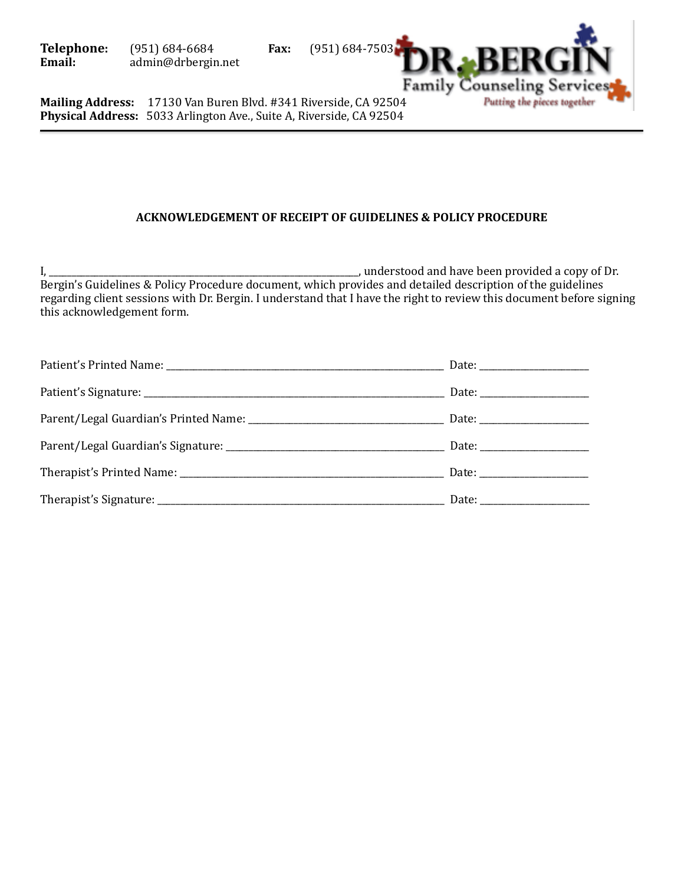**Telephone:** (951) 684-6684 **Fax:** (951) 684-7503
**Email:** admin@drbergin.net

**Mailing Address:** 17130 Van Buren Blvd. #341 Riverside, CA 92504
**Physical Address:** 5033 Arlington Ave., Suite A, Riverside, CA 92504

DR. BERGIN
Family Counseling Services
*Putting the pieces together*

---

**ACKNOWLEDGEMENT OF RECEIPT OF GUIDELINES & POLICY PROCEDURE**

I, ______________________________________________________________, understood and have been provided a copy of Dr. Bergin's Guidelines & Policy Procedure document, which provides and detailed description of the guidelines regarding client sessions with Dr. Bergin. I understand that I have the right to review this document before signing this acknowledgement form.

Patient's Printed Name: ____________________________________________ Date: ____________________

Patient's Signature: ____________________________________________ Date: ____________________

Parent/Legal Guardian's Printed Name: ______________________________ Date: ____________________

Parent/Legal Guardian's Signature: ______________________________ Date: ____________________

Therapist's Printed Name: ____________________________________________ Date: ____________________

Therapist's Signature: ____________________________________________ Date: ____________________